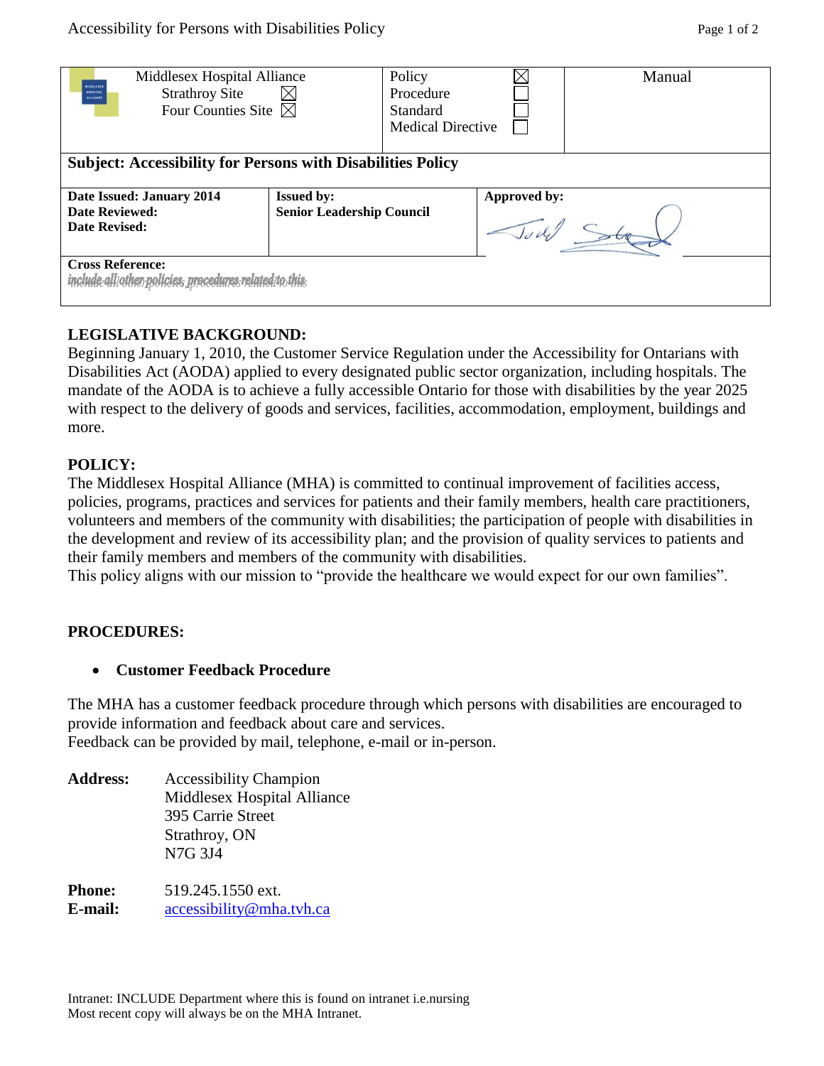| Middlesex Hospital Alliance<br>Strathroy Site ☒<br>Four Counties Site ☒ | Policy ☒<br>Procedure ☐<br>Standard ☐<br>Medical Directive ☐ | Manual |
|---|---|---|
| **Subject: Accessibility for Persons with Disabilities Policy** | | |
| **Date Issued: January 2014**<br>**Date Reviewed:**<br>**Date Revised:** | **Issued by:**<br>**Senior Leadership Council** | **Approved by:** |
| **Cross Reference:**<br>include all other policies, procedures related to this | | |

## LEGISLATIVE BACKGROUND:

Beginning January 1, 2010, the Customer Service Regulation under the Accessibility for Ontarians with Disabilities Act (AODA) applied to every designated public sector organization, including hospitals. The mandate of the AODA is to achieve a fully accessible Ontario for those with disabilities by the year 2025 with respect to the delivery of goods and services, facilities, accommodation, employment, buildings and more.

## POLICY:

The Middlesex Hospital Alliance (MHA) is committed to continual improvement of facilities access, policies, programs, practices and services for patients and their family members, health care practitioners, volunteers and members of the community with disabilities; the participation of people with disabilities in the development and review of its accessibility plan; and the provision of quality services to patients and their family members and members of the community with disabilities.
This policy aligns with our mission to "provide the healthcare we would expect for our own families".

## PROCEDURES:

- **Customer Feedback Procedure**

The MHA has a customer feedback procedure through which persons with disabilities are encouraged to provide information and feedback about care and services.
Feedback can be provided by mail, telephone, e-mail or in-person.

**Address:** Accessibility Champion
Middlesex Hospital Alliance
395 Carrie Street
Strathroy, ON
N7G 3J4

**Phone:** 519.245.1550 ext.
**E-mail:** accessibility@mha.tvh.ca

Intranet: INCLUDE Department where this is found on intranet i.e.nursing
Most recent copy will always be on the MHA Intranet.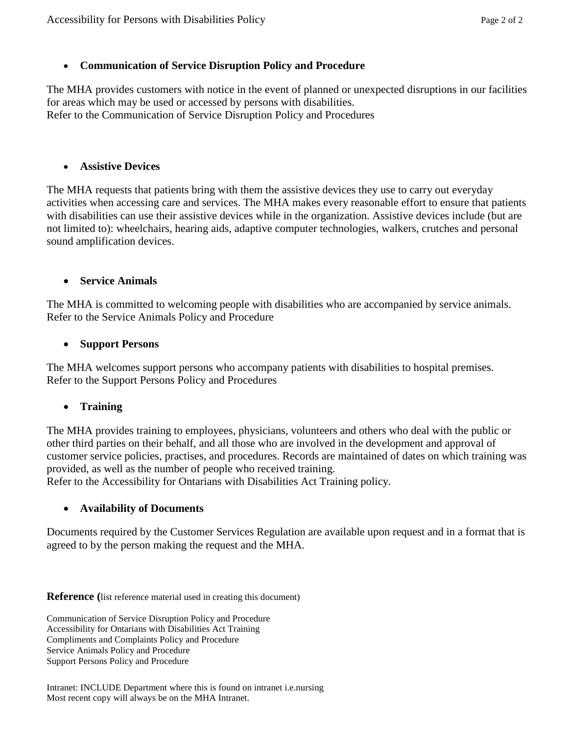- **Communication of Service Disruption Policy and Procedure**

The MHA provides customers with notice in the event of planned or unexpected disruptions in our facilities for areas which may be used or accessed by persons with disabilities.
Refer to the Communication of Service Disruption Policy and Procedures

- **Assistive Devices**

The MHA requests that patients bring with them the assistive devices they use to carry out everyday activities when accessing care and services. The MHA makes every reasonable effort to ensure that patients with disabilities can use their assistive devices while in the organization. Assistive devices include (but are not limited to): wheelchairs, hearing aids, adaptive computer technologies, walkers, crutches and personal sound amplification devices.

- **Service Animals**

The MHA is committed to welcoming people with disabilities who are accompanied by service animals.
Refer to the Service Animals Policy and Procedure

- **Support Persons**

The MHA welcomes support persons who accompany patients with disabilities to hospital premises.
Refer to the Support Persons Policy and Procedures

- **Training**

The MHA provides training to employees, physicians, volunteers and others who deal with the public or other third parties on their behalf, and all those who are involved in the development and approval of customer service policies, practises, and procedures. Records are maintained of dates on which training was provided, as well as the number of people who received training.
Refer to the Accessibility for Ontarians with Disabilities Act Training policy.

- **Availability of Documents**

Documents required by the Customer Services Regulation are available upon request and in a format that is agreed to by the person making the request and the MHA.

**Reference (**list reference material used in creating this document)

Communication of Service Disruption Policy and Procedure
Accessibility for Ontarians with Disabilities Act Training
Compliments and Complaints Policy and Procedure
Service Animals Policy and Procedure
Support Persons Policy and Procedure

Intranet: INCLUDE Department where this is found on intranet i.e.nursing
Most recent copy will always be on the MHA Intranet.